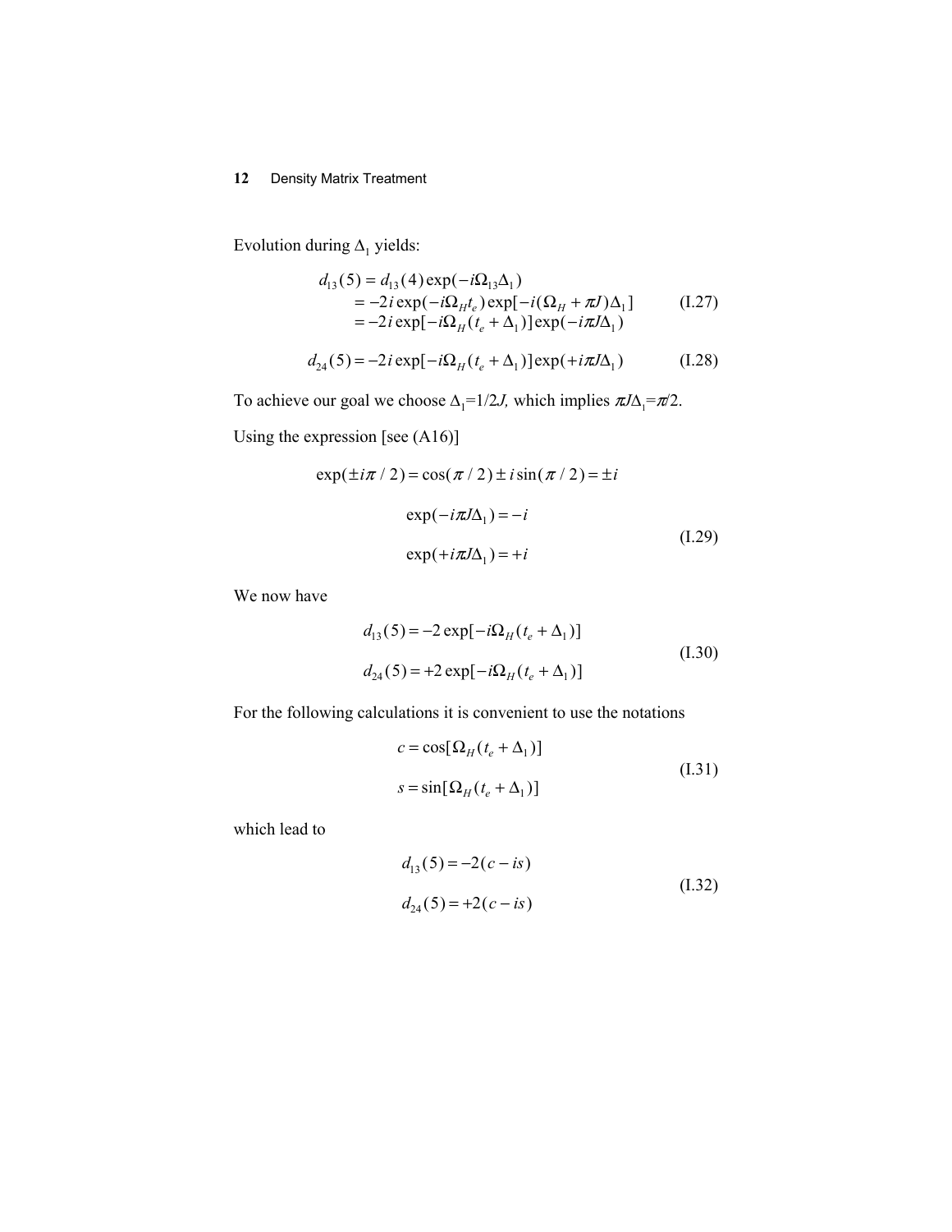Evolution during $\Delta_1$ yields:

$$
\begin{aligned}
d_{13}(5) &= d_{13}(4)\exp(-i\Omega_{13}\Delta_1) \\
&= -2i\exp(-i\Omega_H t_e)\exp[-i(\Omega_H + \pi J)\Delta_1] \\
&= -2i\exp[-i\Omega_H(t_e + \Delta_1)]\exp(-i\pi J\Delta_1)
\end{aligned}
\tag{I.27}
$$

$$
d_{24}(5) = -2i\exp[-i\Omega_H(t_e + \Delta_1)]\exp(+i\pi J\Delta_1) \tag{I.28}
$$

To achieve our goal we choose $\Delta_1$=1/2$J$, which implies $\pi J\Delta_1$=$\pi$/2.

Using the expression [see (A16)]

$$
\exp(\pm i\pi/2) = \cos(\pi/2) \pm i\sin(\pi/2) = \pm i
$$

$$
\begin{aligned}
\exp(-i\pi J\Delta_1) &= -i \\
\exp(+i\pi J\Delta_1) &= +i
\end{aligned}
\tag{I.29}
$$

We now have

$$
\begin{aligned}
d_{13}(5) &= -2\exp[-i\Omega_H(t_e + \Delta_1)] \\
d_{24}(5) &= +2\exp[-i\Omega_H(t_e + \Delta_1)]
\end{aligned}
\tag{I.30}
$$

For the following calculations it is convenient to use the notations

$$
\begin{aligned}
c &= \cos[\Omega_H(t_e + \Delta_1)] \\
s &= \sin[\Omega_H(t_e + \Delta_1)]
\end{aligned}
\tag{I.31}
$$

which lead to

$$
\begin{aligned}
d_{13}(5) &= -2(c - is) \\
d_{24}(5) &= +2(c - is)
\end{aligned}
\tag{I.32}
$$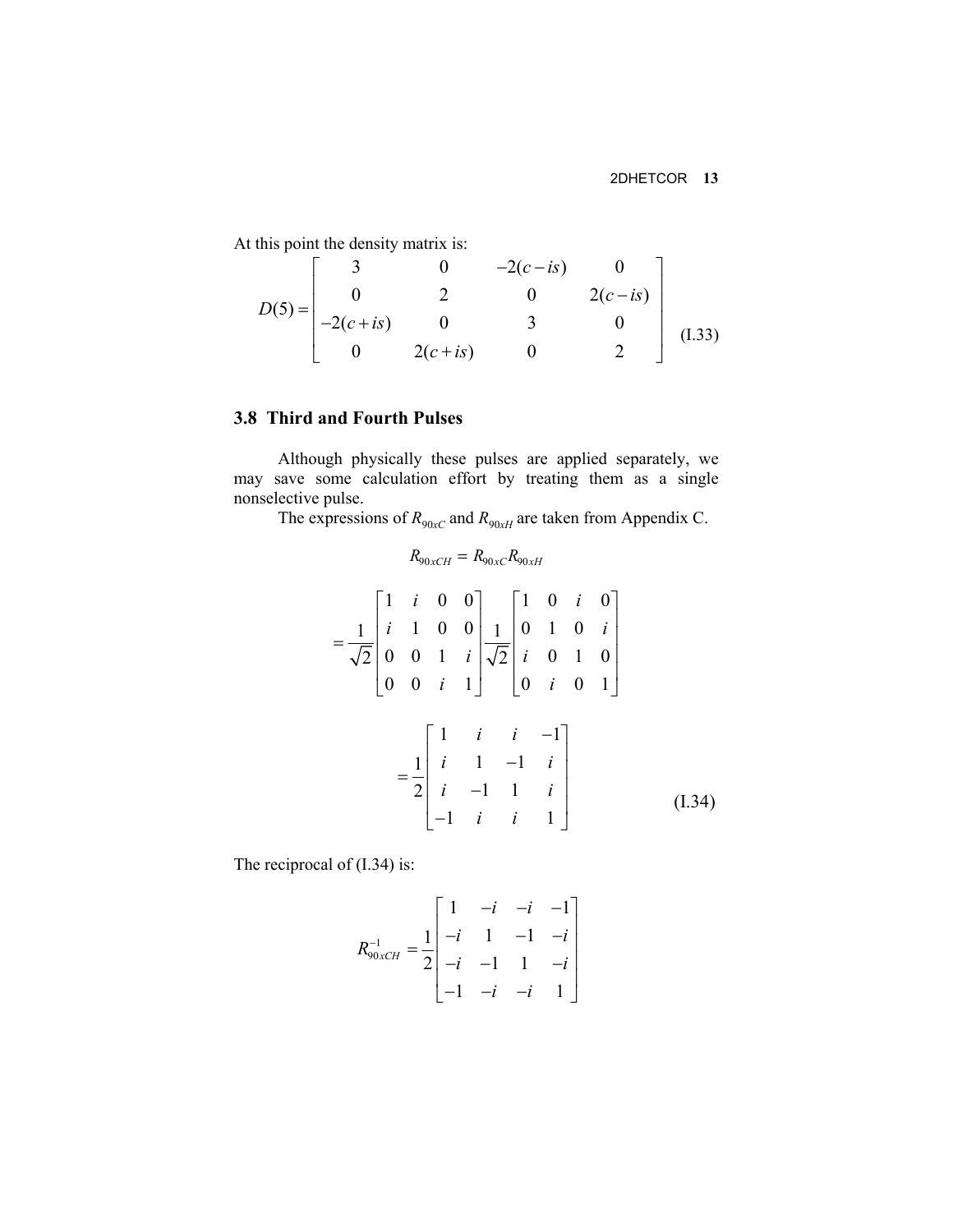At this point the density matrix is:

$$
D(5) = \begin{bmatrix} 3 & 0 & -2(c-is) & 0 \\ 0 & 2 & 0 & 2(c-is) \\ -2(c+is) & 0 & 3 & 0 \\ 0 & 2(c+is) & 0 & 2 \end{bmatrix} \tag{I.33}
$$

### 3.8 Third and Fourth Pulses

Although physically these pulses are applied separately, we may save some calculation effort by treating them as a single nonselective pulse.

The expressions of $R_{90xC}$ and $R_{90xH}$ are taken from Appendix C.

$$
R_{90xCH} = R_{90xC} R_{90xH}
$$

$$
= \frac{1}{\sqrt{2}} \begin{bmatrix} 1 & i & 0 & 0 \\ i & 1 & 0 & 0 \\ 0 & 0 & 1 & i \\ 0 & 0 & i & 1 \end{bmatrix} \frac{1}{\sqrt{2}} \begin{bmatrix} 1 & 0 & i & 0 \\ 0 & 1 & 0 & i \\ i & 0 & 1 & 0 \\ 0 & i & 0 & 1 \end{bmatrix}
$$

$$
= \frac{1}{2} \begin{bmatrix} 1 & i & i & -1 \\ i & 1 & -1 & i \\ i & -1 & 1 & i \\ -1 & i & i & 1 \end{bmatrix} \tag{I.34}
$$

The reciprocal of (I.34) is:

$$
R_{90xCH}^{-1} = \frac{1}{2} \begin{bmatrix} 1 & -i & -i & -1 \\ -i & 1 & -1 & -i \\ -i & -1 & 1 & -i \\ -1 & -i & -i & 1 \end{bmatrix}
$$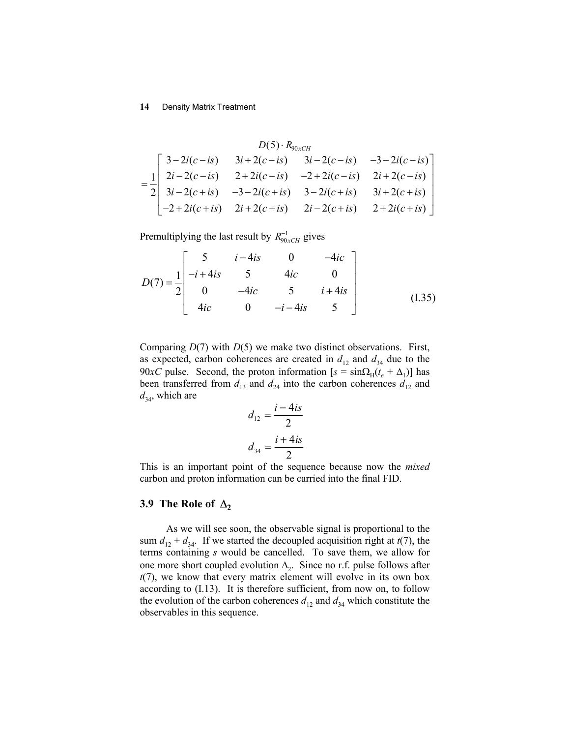$$D(5) \cdot R_{90xCH}$$

$$= \frac{1}{2}\begin{bmatrix} 3-2i(c-is) & 3i+2(c-is) & 3i-2(c-is) & -3-2i(c-is) \\ 2i-2(c-is) & 2+2i(c-is) & -2+2i(c-is) & 2i+2(c-is) \\ 3i-2(c+is) & -3-2i(c+is) & 3-2i(c+is) & 3i+2(c+is) \\ -2+2i(c+is) & 2i+2(c+is) & 2i-2(c+is) & 2+2i(c+is) \end{bmatrix}$$

Premultiplying the last result by $R_{90xCH}^{-1}$ gives

$$D(7) = \frac{1}{2}\begin{bmatrix} 5 & i-4is & 0 & -4ic \\ -i+4is & 5 & 4ic & 0 \\ 0 & -4ic & 5 & i+4is \\ 4ic & 0 & -i-4is & 5 \end{bmatrix} \tag{I.35}$$

Comparing $D(7)$ with $D(5)$ we make two distinct observations. First, as expected, carbon coherences are created in $d_{12}$ and $d_{34}$ due to the $90xC$ pulse. Second, the proton information [$s = \sin\Omega_H(t_e + \Delta_1)$] has been transferred from $d_{13}$ and $d_{24}$ into the carbon coherences $d_{12}$ and $d_{34}$, which are

$$d_{12} = \frac{i-4is}{2}$$

$$d_{34} = \frac{i+4is}{2}$$

This is an important point of the sequence because now the *mixed* carbon and proton information can be carried into the final FID.

## 3.9 The Role of $\Delta_2$

As we will see soon, the observable signal is proportional to the sum $d_{12} + d_{34}$. If we started the decoupled acquisition right at $t(7)$, the terms containing $s$ would be cancelled. To save them, we allow for one more short coupled evolution $\Delta_2$. Since no r.f. pulse follows after $t(7)$, we know that every matrix element will evolve in its own box according to (I.13). It is therefore sufficient, from now on, to follow the evolution of the carbon coherences $d_{12}$ and $d_{34}$ which constitute the observables in this sequence.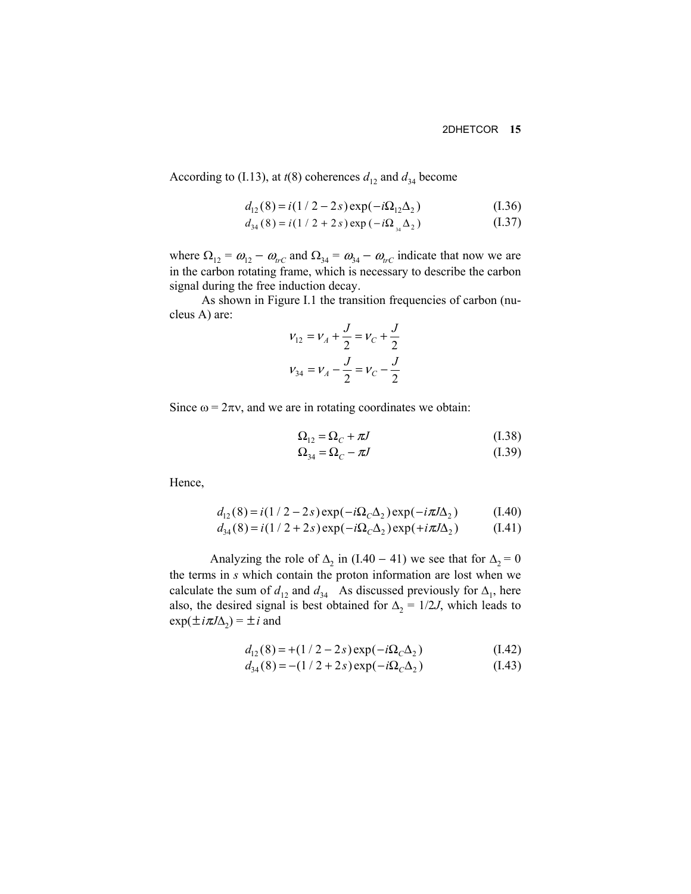According to (I.13), at $t(8)$ coherences $d_{12}$ and $d_{34}$ become

$$d_{12}(8) = i(1/2 - 2s)\exp(-i\Omega_{12}\Delta_2) \tag{I.36}$$

$$d_{34}(8) = i(1/2 + 2s)\exp(-i\Omega_{34}\Delta_2) \tag{I.37}$$

where $\Omega_{12} = \omega_{12} - \omega_{trC}$ and $\Omega_{34} = \omega_{34} - \omega_{trC}$ indicate that now we are in the carbon rotating frame, which is necessary to describe the carbon signal during the free induction decay.

As shown in Figure I.1 the transition frequencies of carbon (nucleus A) are:

$$\nu_{12} = \nu_A + \frac{J}{2} = \nu_C + \frac{J}{2}$$

$$\nu_{34} = \nu_A - \frac{J}{2} = \nu_C - \frac{J}{2}$$

Since $\omega = 2\pi\nu$, and we are in rotating coordinates we obtain:

$$\Omega_{12} = \Omega_C + \pi J \tag{I.38}$$

$$\Omega_{34} = \Omega_C - \pi J \tag{I.39}$$

Hence,

$$d_{12}(8) = i(1/2 - 2s)\exp(-i\Omega_C\Delta_2)\exp(-i\pi J\Delta_2) \tag{I.40}$$

$$d_{34}(8) = i(1/2 + 2s)\exp(-i\Omega_C\Delta_2)\exp(+i\pi J\Delta_2) \tag{I.41}$$

Analyzing the role of $\Delta_2$ in (I.40 − 41) we see that for $\Delta_2 = 0$ the terms in $s$ which contain the proton information are lost when we calculate the sum of $d_{12}$ and $d_{34}$ As discussed previously for $\Delta_1$, here also, the desired signal is best obtained for $\Delta_2 = 1/2J$, which leads to $\exp(\pm i\pi J\Delta_2) = \pm i$ and

$$d_{12}(8) = +(1/2 - 2s)\exp(-i\Omega_C\Delta_2) \tag{I.42}$$

$$d_{34}(8) = -(1/2 + 2s)\exp(-i\Omega_C\Delta_2) \tag{I.43}$$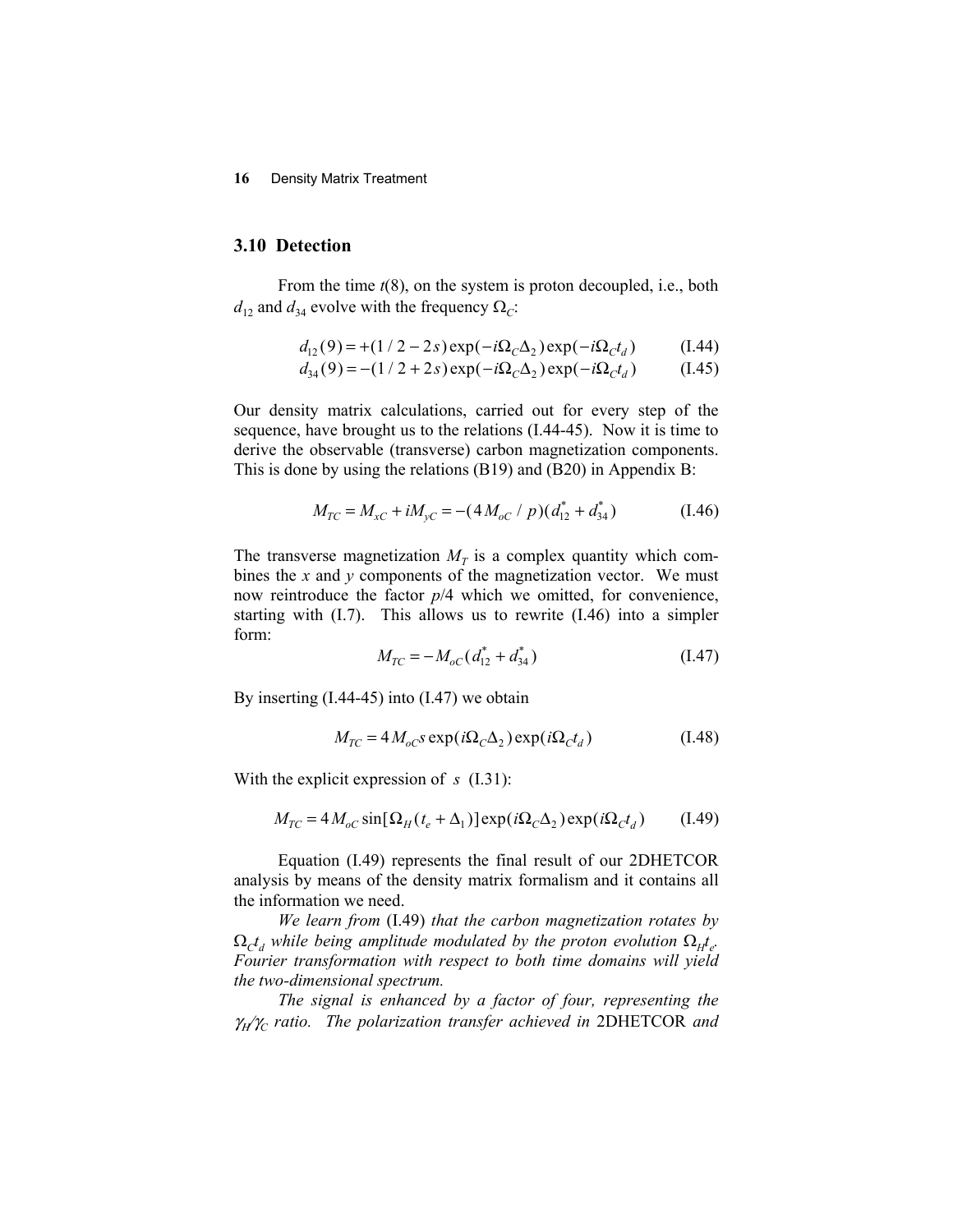## 3.10 Detection

From the time $t(8)$, on the system is proton decoupled, i.e., both $d_{12}$ and $d_{34}$ evolve with the frequency $\Omega_C$:

$$d_{12}(9) = +(1/2 - 2s)\exp(-i\Omega_C\Delta_2)\exp(-i\Omega_C t_d) \qquad \text{(I.44)}$$
$$d_{34}(9) = -(1/2 + 2s)\exp(-i\Omega_C\Delta_2)\exp(-i\Omega_C t_d) \qquad \text{(I.45)}$$

Our density matrix calculations, carried out for every step of the sequence, have brought us to the relations (I.44-45). Now it is time to derive the observable (transverse) carbon magnetization components. This is done by using the relations (B19) and (B20) in Appendix B:

$$M_{TC} = M_{xC} + iM_{yC} = -(4M_{oC}/p)(d_{12}^* + d_{34}^*) \qquad \text{(I.46)}$$

The transverse magnetization $M_T$ is a complex quantity which combines the $x$ and $y$ components of the magnetization vector. We must now reintroduce the factor $p/4$ which we omitted, for convenience, starting with (I.7). This allows us to rewrite (I.46) into a simpler form:

$$M_{TC} = -M_{oC}(d_{12}^* + d_{34}^*) \qquad \text{(I.47)}$$

By inserting (I.44-45) into (I.47) we obtain

$$M_{TC} = 4M_{oC}s\exp(i\Omega_C\Delta_2)\exp(i\Omega_C t_d) \qquad \text{(I.48)}$$

With the explicit expression of $s$ (I.31):

$$M_{TC} = 4M_{oC}\sin[\Omega_H(t_e + \Delta_1)]\exp(i\Omega_C\Delta_2)\exp(i\Omega_C t_d) \qquad \text{(I.49)}$$

Equation (I.49) represents the final result of our 2DHETCOR analysis by means of the density matrix formalism and it contains all the information we need.

*We learn from* (I.49) *that the carbon magnetization rotates by* $\Omega_C t_d$ *while being amplitude modulated by the proton evolution* $\Omega_H t_e$. *Fourier transformation with respect to both time domains will yield the two-dimensional spectrum.*

*The signal is enhanced by a factor of four, representing the* $\gamma_H/\gamma_C$ *ratio. The polarization transfer achieved in* 2DHETCOR *and*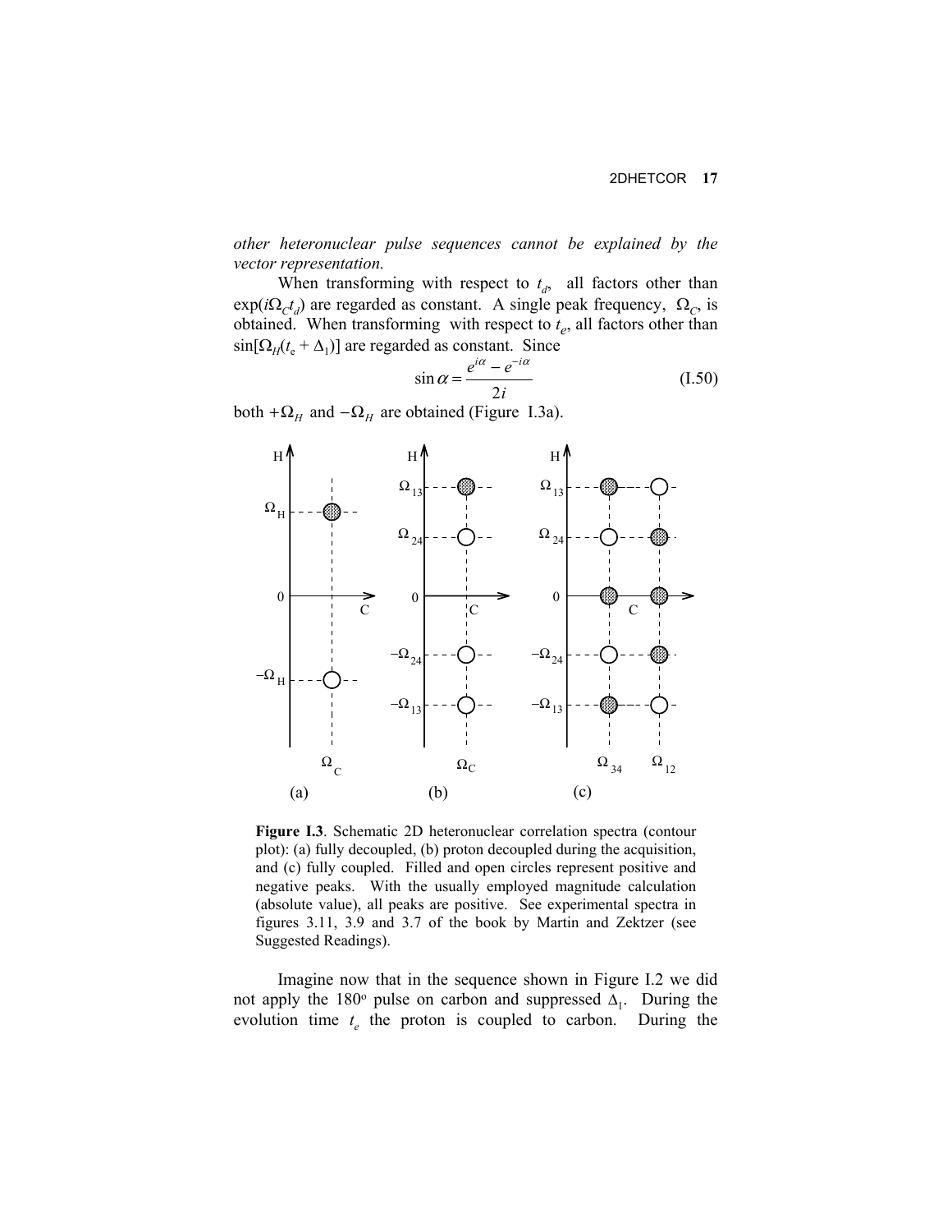*other heteronuclear pulse sequences cannot be explained by the vector representation.*

When transforming with respect to $t_d$, all factors other than $\exp(i\Omega_C t_d)$ are regarded as constant. A single peak frequency, $\Omega_C$, is obtained. When transforming with respect to $t_e$, all factors other than $\sin[\Omega_H(t_e + \Delta_1)]$ are regarded as constant. Since

$$\sin\alpha = \frac{e^{i\alpha} - e^{-i\alpha}}{2i} \tag{I.50}$$

both $+\Omega_H$ and $-\Omega_H$ are obtained (Figure I.3a).

**Figure I.3**. Schematic 2D heteronuclear correlation spectra (contour plot): (a) fully decoupled, (b) proton decoupled during the acquisition, and (c) fully coupled. Filled and open circles represent positive and negative peaks. With the usually employed magnitude calculation (absolute value), all peaks are positive. See experimental spectra in figures 3.11, 3.9 and 3.7 of the book by Martin and Zektzer (see Suggested Readings).

Imagine now that in the sequence shown in Figure I.2 we did not apply the 180° pulse on carbon and suppressed $\Delta_1$. During the evolution time $t_e$ the proton is coupled to carbon. During the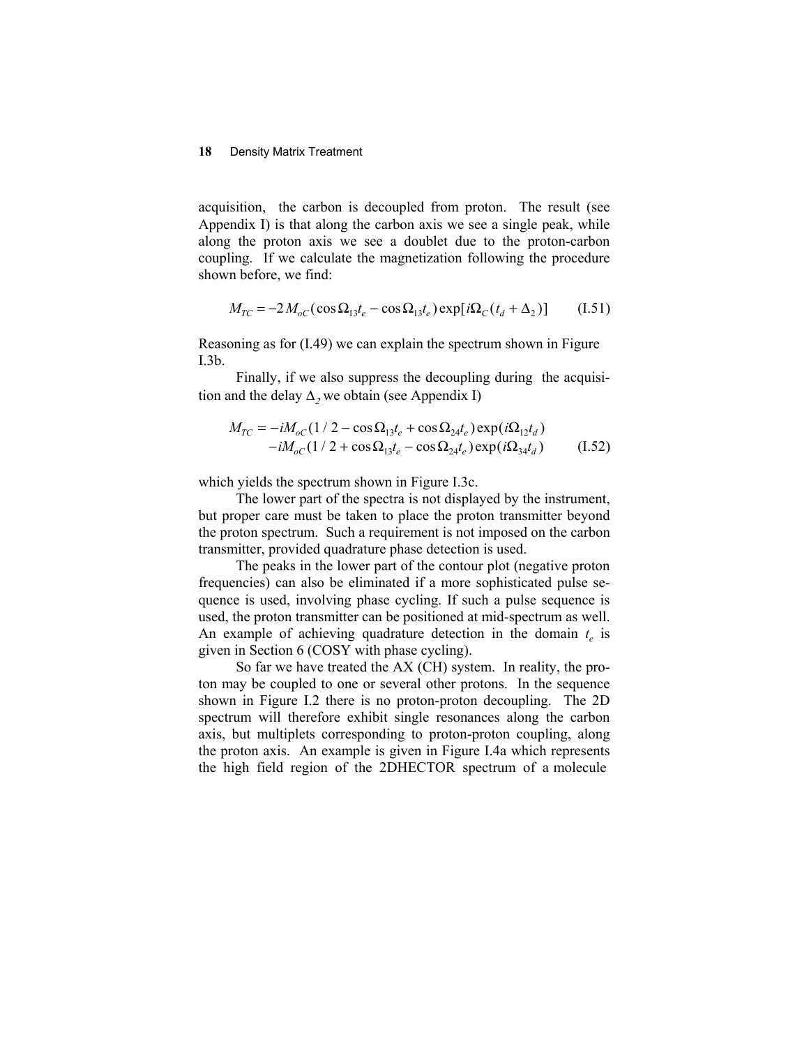acquisition, the carbon is decoupled from proton. The result (see Appendix I) is that along the carbon axis we see a single peak, while along the proton axis we see a doublet due to the proton-carbon coupling. If we calculate the magnetization following the procedure shown before, we find:

$$M_{TC} = -2\,M_{oC}(\cos\Omega_{13}t_e - \cos\Omega_{13}t_e)\exp[i\Omega_C(t_d + \Delta_2)] \qquad \text{(I.51)}$$

Reasoning as for (I.49) we can explain the spectrum shown in Figure I.3b.

Finally, if we also suppress the decoupling during the acquisition and the delay $\Delta_2$ we obtain (see Appendix I)

$$\begin{aligned} M_{TC} = & -iM_{oC}(1/2 - \cos\Omega_{13}t_e + \cos\Omega_{24}t_e)\exp(i\Omega_{12}t_d) \\ & -iM_{oC}(1/2 + \cos\Omega_{13}t_e - \cos\Omega_{24}t_e)\exp(i\Omega_{34}t_d) \end{aligned} \qquad \text{(I.52)}$$

which yields the spectrum shown in Figure I.3c.

The lower part of the spectra is not displayed by the instrument, but proper care must be taken to place the proton transmitter beyond the proton spectrum. Such a requirement is not imposed on the carbon transmitter, provided quadrature phase detection is used.

The peaks in the lower part of the contour plot (negative proton frequencies) can also be eliminated if a more sophisticated pulse sequence is used, involving phase cycling. If such a pulse sequence is used, the proton transmitter can be positioned at mid-spectrum as well. An example of achieving quadrature detection in the domain $t_e$ is given in Section 6 (COSY with phase cycling).

So far we have treated the AX (CH) system. In reality, the proton may be coupled to one or several other protons. In the sequence shown in Figure I.2 there is no proton-proton decoupling. The 2D spectrum will therefore exhibit single resonances along the carbon axis, but multiplets corresponding to proton-proton coupling, along the proton axis. An example is given in Figure I.4a which represents the high field region of the 2DHECTOR spectrum of a molecule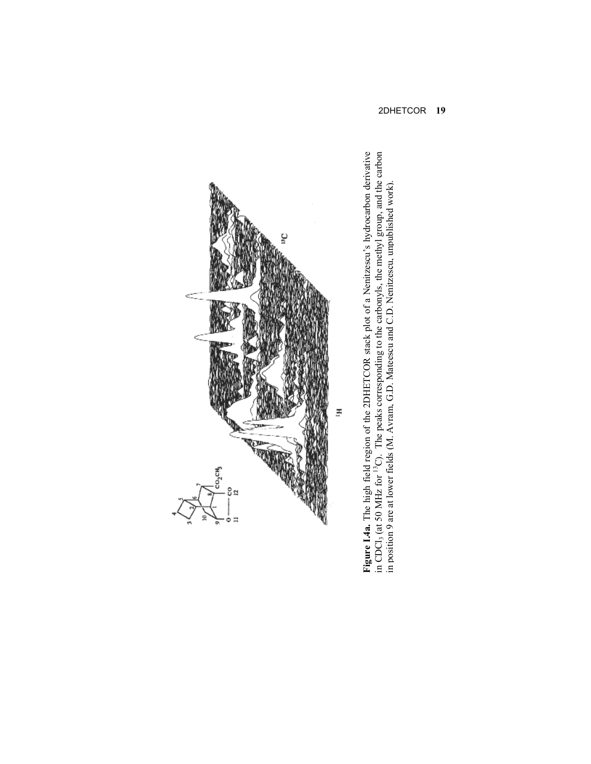**Figure I.4a.** The high field region of the 2DHETCOR stack plot of a Nenitzescu's hydrocarbon derivative in $CDCl_3$ (at 50 MHz for $^{13}C$). The peaks corresponding to the carbonyls, the methyl group, and the carbon in position 9 are at lower fields (M. Avram, G.D. Mateescu and C.D. Nenitzescu, unpublished work).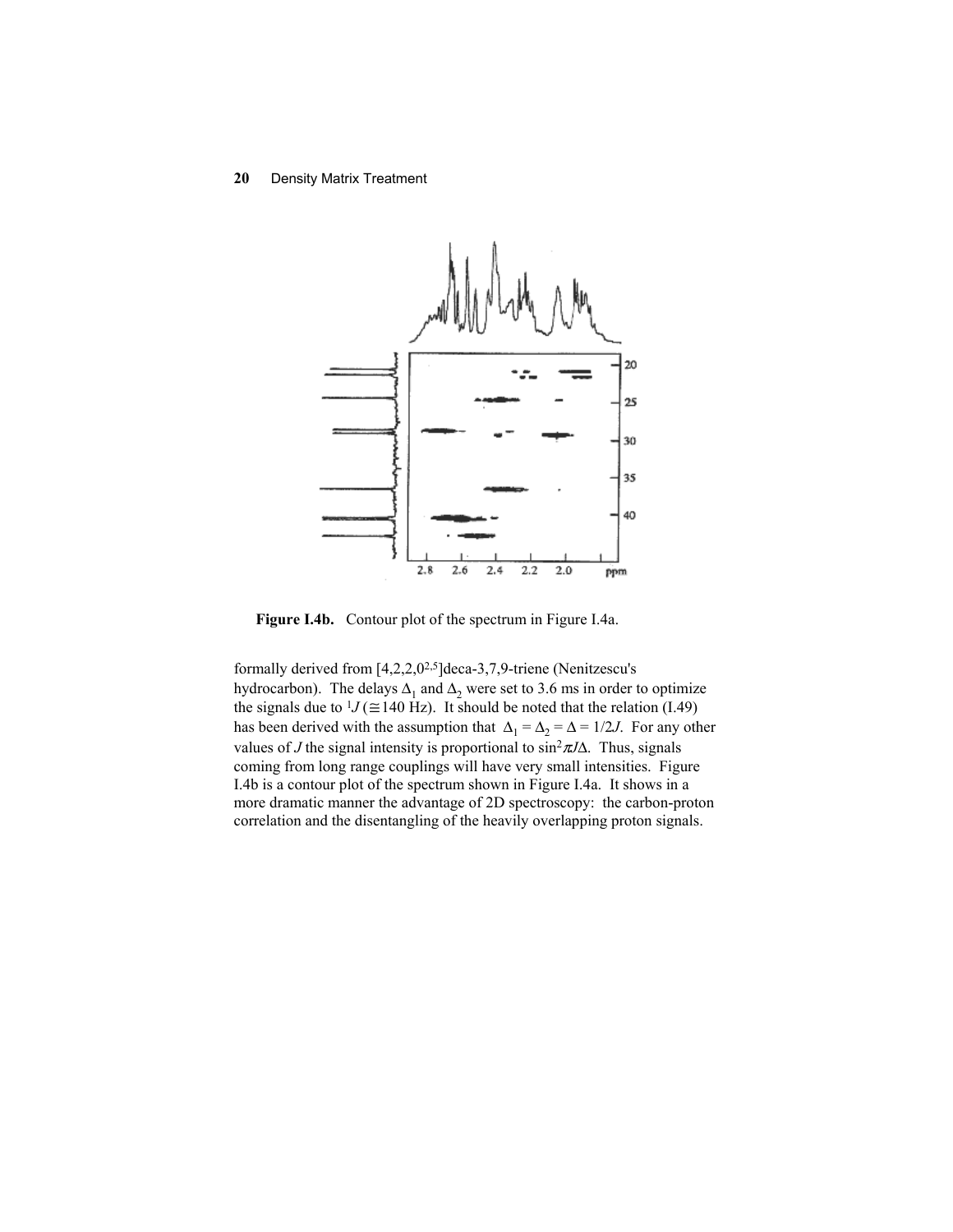20

25

30

35

40

2.8 2.6 2.4 2.2 2.0 ppm

**Figure I.4b.** Contour plot of the spectrum in Figure I.4a.

formally derived from [4,2,2,0$^{2,5}$]deca-3,7,9-triene (Nenitzescu's hydrocarbon). The delays $\Delta_1$ and $\Delta_2$ were set to 3.6 ms in order to optimize the signals due to $^1J$ ($\cong$140 Hz). It should be noted that the relation (I.49) has been derived with the assumption that $\Delta_1 = \Delta_2 = \Delta = 1/2J$. For any other values of $J$ the signal intensity is proportional to $\sin^2 \pi J \Delta$. Thus, signals coming from long range couplings will have very small intensities. Figure I.4b is a contour plot of the spectrum shown in Figure I.4a. It shows in a more dramatic manner the advantage of 2D spectroscopy: the carbon-proton correlation and the disentangling of the heavily overlapping proton signals.